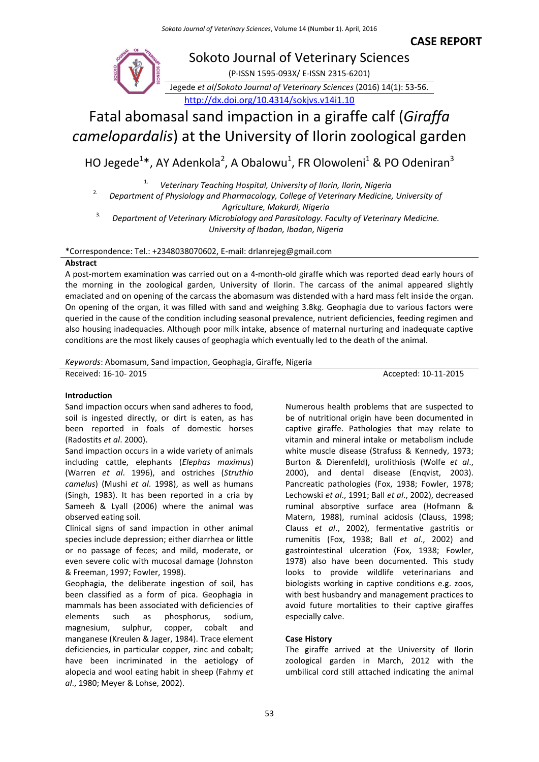**CASE REPORT**

Sokoto Journal of Veterinary Sciences

(P-ISSN 1595-093X/ E-ISSN 2315-6201)

Jegede *et al*/*Sokoto Journal of Veterinary Sciences* (2016) 14(1): 53-56.

http://dx.doi.org/10.4314/sokjvs.v14i1.10

# Fatal abomasal sand impaction in a giraffe calf (*Giraffa camelopardalis*) at the University of Ilorin zoological garden

HO Jegede[1]*, AY Adenkola[2], A Obalowu[1], FR Olowoleni[1] & PO Odeniran[3]

1. *Veterinary Teaching Hospital, University of Ilorin, Ilorin, Nigeria*
2. *Department of Physiology and Pharmacology, College of Veterinary Medicine, University of Agriculture, Makurdi, Nigeria*
3. *Department of Veterinary Microbiology and Parasitology. Faculty of Veterinary Medicine. University of Ibadan, Ibadan, Nigeria*

*Correspondence: Tel.: +2348038070602, E-mail: drlanrejeg@gmail.com

## Abstract

A post-mortem examination was carried out on a 4-month-old giraffe which was reported dead early hours of the morning in the zoological garden, University of Ilorin. The carcass of the animal appeared slightly emaciated and on opening of the carcass the abomasum was distended with a hard mass felt inside the organ. On opening of the organ, it was filled with sand and weighing 3.8kg. Geophagia due to various factors were queried in the cause of the condition including seasonal prevalence, nutrient deficiencies, feeding regimen and also housing inadequacies. Although poor milk intake, absence of maternal nurturing and inadequate captive conditions are the most likely causes of geophagia which eventually led to the death of the animal.

*Keywords*: Abomasum, Sand impaction, Geophagia, Giraffe, Nigeria

Received: 16-10- 2015 Accepted: 10-11-2015

## Introduction

Sand impaction occurs when sand adheres to food, soil is ingested directly, or dirt is eaten, as has been reported in foals of domestic horses (Radostits *et al*. 2000).

Sand impaction occurs in a wide variety of animals including cattle, elephants (*Elephas maximus*) (Warren *et al*. 1996), and ostriches (*Struthio camelus*) (Mushi *et al*. 1998), as well as humans (Singh, 1983). It has been reported in a cria by Sameeh & Lyall (2006) where the animal was observed eating soil.

Clinical signs of sand impaction in other animal species include depression; either diarrhea or little or no passage of feces; and mild, moderate, or even severe colic with mucosal damage (Johnston & Freeman, 1997; Fowler, 1998).

Geophagia, the deliberate ingestion of soil, has been classified as a form of pica. Geophagia in mammals has been associated with deficiencies of elements such as phosphorus, sodium, magnesium, sulphur, copper, cobalt and manganese (Kreulen & Jager, 1984). Trace element deficiencies, in particular copper, zinc and cobalt; have been incriminated in the aetiology of alopecia and wool eating habit in sheep (Fahmy *et al*., 1980; Meyer & Lohse, 2002).

Numerous health problems that are suspected to be of nutritional origin have been documented in captive giraffe. Pathologies that may relate to vitamin and mineral intake or metabolism include white muscle disease (Strafuss & Kennedy, 1973; Burton & Dierenfeld), urolithiosis (Wolfe *et al*., 2000), and dental disease (Enqvist, 2003). Pancreatic pathologies (Fox, 1938; Fowler, 1978; Lechowski *et al*., 1991; Ball *et al*., 2002), decreased ruminal absorptive surface area (Hofmann & Matern, 1988), ruminal acidosis (Clauss, 1998; Clauss *et al*., 2002), fermentative gastritis or rumenitis (Fox, 1938; Ball *et al*., 2002) and gastrointestinal ulceration (Fox, 1938; Fowler, 1978) also have been documented. This study looks to provide wildlife veterinarians and biologists working in captive conditions e.g. zoos, with best husbandry and management practices to avoid future mortalities to their captive giraffes especially calve.

## Case History

The giraffe arrived at the University of Ilorin zoological garden in March, 2012 with the umbilical cord still attached indicating the animal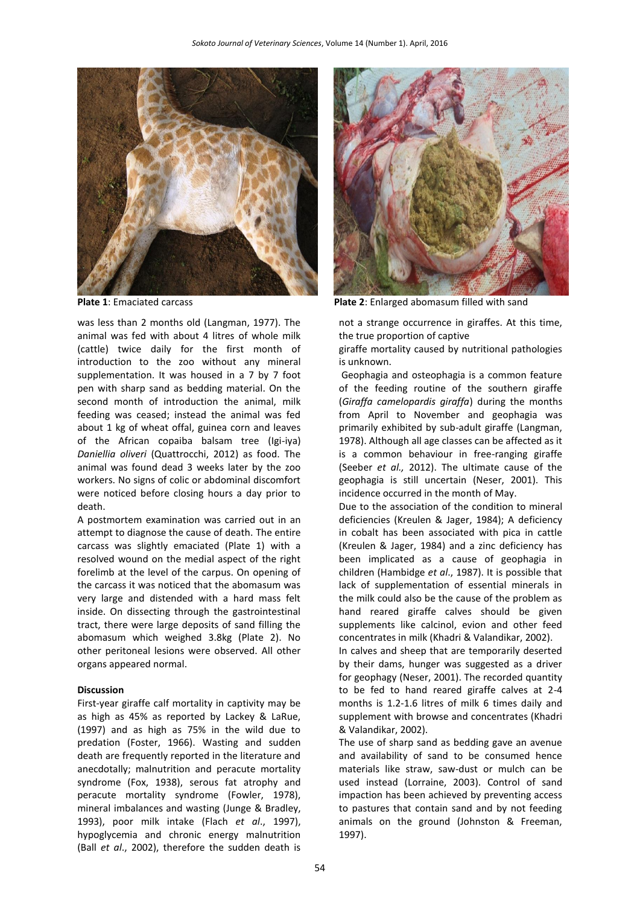Plate 1: Emaciated carcass

Plate 2: Enlarged abomasum filled with sand

was less than 2 months old (Langman, 1977). The animal was fed with about 4 litres of whole milk (cattle) twice daily for the first month of introduction to the zoo without any mineral supplementation. It was housed in a 7 by 7 foot pen with sharp sand as bedding material. On the second month of introduction the animal, milk feeding was ceased; instead the animal was fed about 1 kg of wheat offal, guinea corn and leaves of the African copaiba balsam tree (Igi-iya) *Daniellia oliveri* (Quattrocchi, 2012) as food. The animal was found dead 3 weeks later by the zoo workers. No signs of colic or abdominal discomfort were noticed before closing hours a day prior to death.

A postmortem examination was carried out in an attempt to diagnose the cause of death. The entire carcass was slightly emaciated (Plate 1) with a resolved wound on the medial aspect of the right forelimb at the level of the carpus. On opening of the carcass it was noticed that the abomasum was very large and distended with a hard mass felt inside. On dissecting through the gastrointestinal tract, there were large deposits of sand filling the abomasum which weighed 3.8kg (Plate 2). No other peritoneal lesions were observed. All other organs appeared normal.

**Discussion**

First-year giraffe calf mortality in captivity may be as high as 45% as reported by Lackey & LaRue, (1997) and as high as 75% in the wild due to predation (Foster, 1966). Wasting and sudden death are frequently reported in the literature and anecdotally; malnutrition and peracute mortality syndrome (Fox, 1938), serous fat atrophy and peracute mortality syndrome (Fowler, 1978), mineral imbalances and wasting (Junge & Bradley, 1993), poor milk intake (Flach *et al*., 1997), hypoglycemia and chronic energy malnutrition (Ball *et al*., 2002), therefore the sudden death is not a strange occurrence in giraffes. At this time, the true proportion of captive giraffe mortality caused by nutritional pathologies is unknown.

Geophagia and osteophagia is a common feature of the feeding routine of the southern giraffe (*Giraffa camelopardis giraffa*) during the months from April to November and geophagia was primarily exhibited by sub-adult giraffe (Langman, 1978). Although all age classes can be affected as it is a common behaviour in free-ranging giraffe (Seeber *et al.,* 2012). The ultimate cause of the geophagia is still uncertain (Neser, 2001). This incidence occurred in the month of May.

Due to the association of the condition to mineral deficiencies (Kreulen & Jager, 1984); A deficiency in cobalt has been associated with pica in cattle (Kreulen & Jager, 1984) and a zinc deficiency has been implicated as a cause of geophagia in children (Hambidge *et al*., 1987). It is possible that lack of supplementation of essential minerals in the milk could also be the cause of the problem as hand reared giraffe calves should be given supplements like calcinol, evion and other feed concentrates in milk (Khadri & Valandikar, 2002).

In calves and sheep that are temporarily deserted by their dams, hunger was suggested as a driver for geophagy (Neser, 2001). The recorded quantity to be fed to hand reared giraffe calves at 2-4 months is 1.2-1.6 litres of milk 6 times daily and supplement with browse and concentrates (Khadri & Valandikar, 2002).

The use of sharp sand as bedding gave an avenue and availability of sand to be consumed hence materials like straw, saw-dust or mulch can be used instead (Lorraine, 2003). Control of sand impaction has been achieved by preventing access to pastures that contain sand and by not feeding animals on the ground (Johnston & Freeman, 1997).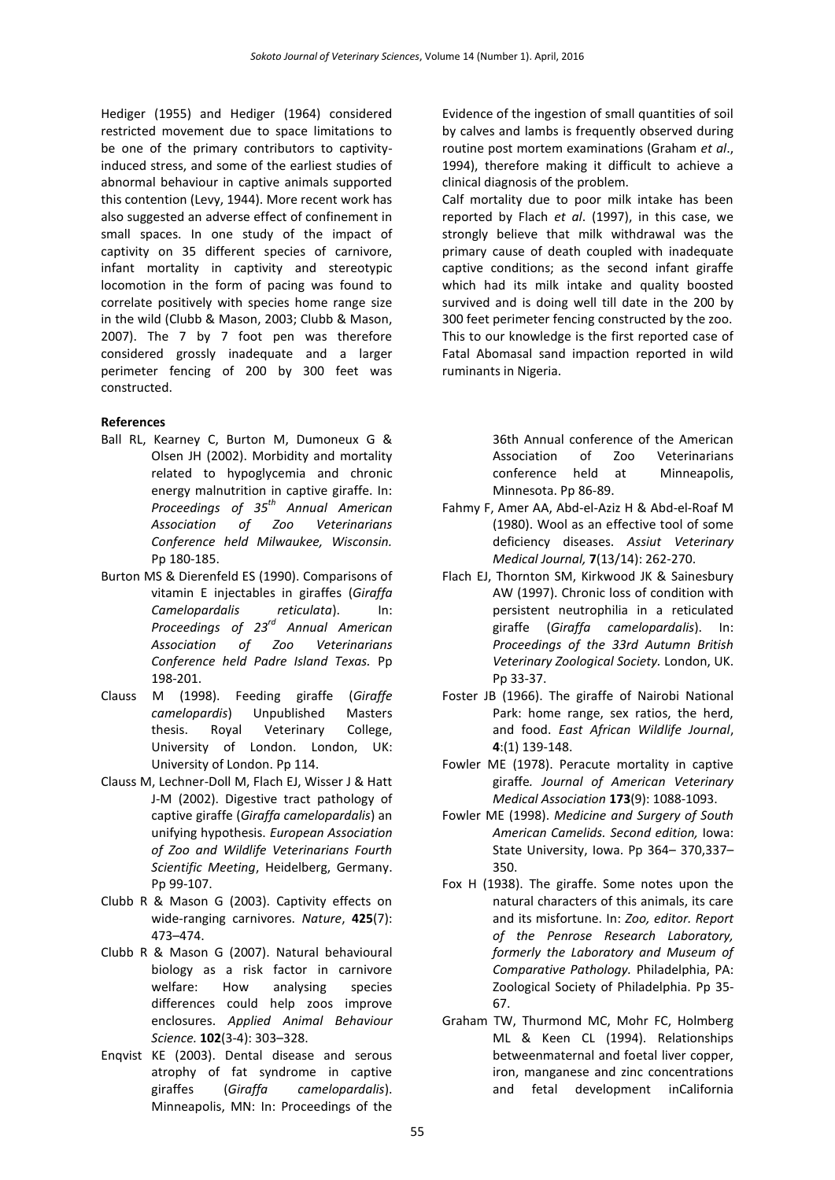Hediger (1955) and Hediger (1964) considered restricted movement due to space limitations to be one of the primary contributors to captivity-induced stress, and some of the earliest studies of abnormal behaviour in captive animals supported this contention (Levy, 1944). More recent work has also suggested an adverse effect of confinement in small spaces. In one study of the impact of captivity on 35 different species of carnivore, infant mortality in captivity and stereotypic locomotion in the form of pacing was found to correlate positively with species home range size in the wild (Clubb & Mason, 2003; Clubb & Mason, 2007). The 7 by 7 foot pen was therefore considered grossly inadequate and a larger perimeter fencing of 200 by 300 feet was constructed.

Evidence of the ingestion of small quantities of soil by calves and lambs is frequently observed during routine post mortem examinations (Graham *et al*., 1994), therefore making it difficult to achieve a clinical diagnosis of the problem.

Calf mortality due to poor milk intake has been reported by Flach *et al*. (1997), in this case, we strongly believe that milk withdrawal was the primary cause of death coupled with inadequate captive conditions; as the second infant giraffe which had its milk intake and quality boosted survived and is doing well till date in the 200 by 300 feet perimeter fencing constructed by the zoo. This to our knowledge is the first reported case of Fatal Abomasal sand impaction reported in wild ruminants in Nigeria.

**References**

Ball RL, Kearney C, Burton M, Dumoneux G & Olsen JH (2002). Morbidity and mortality related to hypoglycemia and chronic energy malnutrition in captive giraffe. In: *Proceedings of 35th Annual American Association of Zoo Veterinarians Conference held Milwaukee, Wisconsin.* Pp 180-185.

Burton MS & Dierenfeld ES (1990). Comparisons of vitamin E injectables in giraffes (*Giraffa Camelopardalis reticulata*). In: *Proceedings of 23rd Annual American Association of Zoo Veterinarians Conference held Padre Island Texas.* Pp 198-201.

Clauss M (1998). Feeding giraffe (*Giraffe camelopardis*) Unpublished Masters thesis. Royal Veterinary College, University of London. London, UK: University of London. Pp 114.

Clauss M, Lechner-Doll M, Flach EJ, Wisser J & Hatt J-M (2002). Digestive tract pathology of captive giraffe (*Giraffa camelopardalis*) an unifying hypothesis. *European Association of Zoo and Wildlife Veterinarians Fourth Scientific Meeting*, Heidelberg, Germany. Pp 99-107.

Clubb R & Mason G (2003). Captivity effects on wide-ranging carnivores. *Nature*, **425**(7): 473–474.

Clubb R & Mason G (2007). Natural behavioural biology as a risk factor in carnivore welfare: How analysing species differences could help zoos improve enclosures. *Applied Animal Behaviour Science.* **102**(3-4): 303–328.

Enqvist KE (2003). Dental disease and serous atrophy of fat syndrome in captive giraffes (*Giraffa camelopardalis*). Minneapolis, MN: In: Proceedings of the 36th Annual conference of the American Association of Zoo Veterinarians conference held at Minneapolis, Minnesota. Pp 86-89.

Fahmy F, Amer AA, Abd-el-Aziz H & Abd-el-Roaf M (1980). Wool as an effective tool of some deficiency diseases. *Assiut Veterinary Medical Journal,* **7**(13/14): 262-270.

Flach EJ, Thornton SM, Kirkwood JK & Sainesbury AW (1997). Chronic loss of condition with persistent neutrophilia in a reticulated giraffe (*Giraffa camelopardalis*). In: *Proceedings of the 33rd Autumn British Veterinary Zoological Society.* London, UK. Pp 33-37.

Foster JB (1966). The giraffe of Nairobi National Park: home range, sex ratios, the herd, and food. *East African Wildlife Journal*, **4**:(1) 139-148.

Fowler ME (1978). Peracute mortality in captive giraffe*. Journal of American Veterinary Medical Association* **173**(9): 1088-1093.

Fowler ME (1998). *Medicine and Surgery of South American Camelids. Second edition,* Iowa: State University, Iowa. Pp 364– 370,337–350.

Fox H (1938). The giraffe. Some notes upon the natural characters of this animals, its care and its misfortune. In: *Zoo, editor. Report of the Penrose Research Laboratory, formerly the Laboratory and Museum of Comparative Pathology.* Philadelphia, PA: Zoological Society of Philadelphia. Pp 35-67.

Graham TW, Thurmond MC, Mohr FC, Holmberg ML & Keen CL (1994). Relationships betweenmaternal and foetal liver copper, iron, manganese and zinc concentrations and fetal development inCalifornia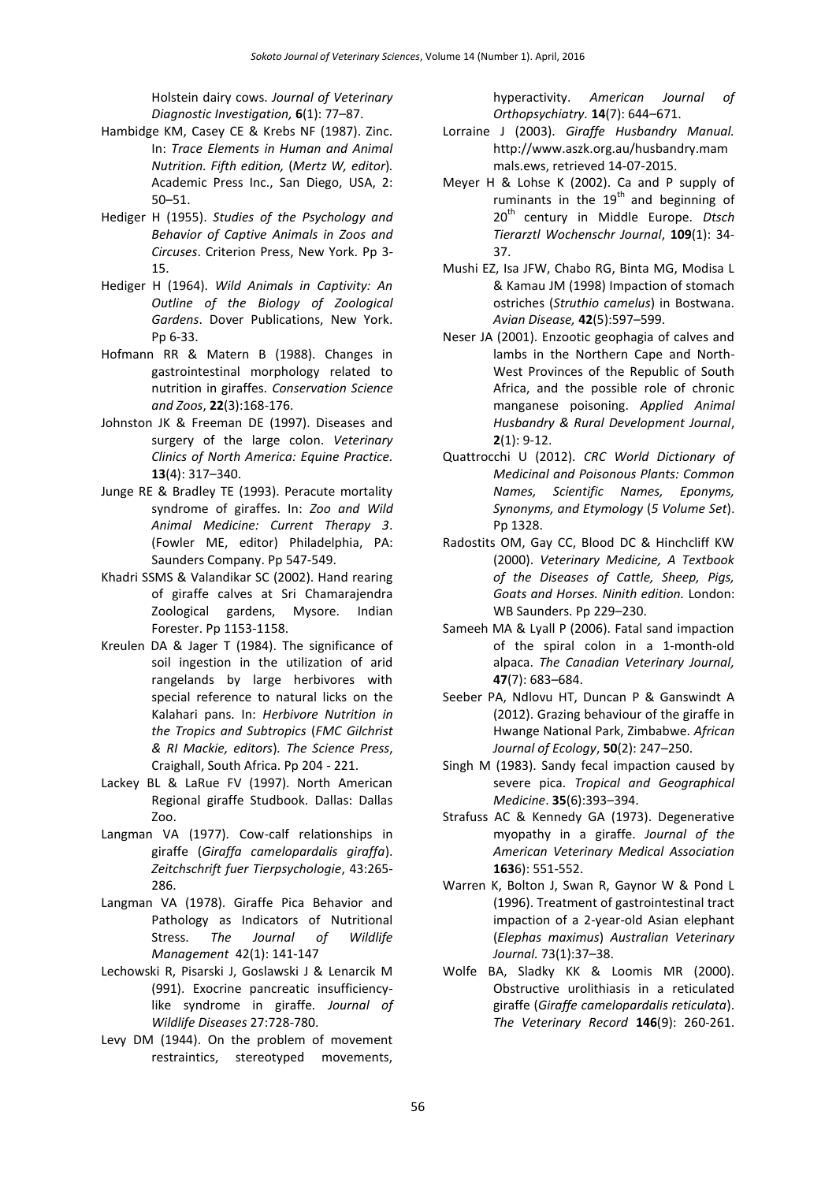Holstein dairy cows. *Journal of Veterinary Diagnostic Investigation,* **6**(1): 77–87.

Hambidge KM, Casey CE & Krebs NF (1987). Zinc. In: *Trace Elements in Human and Animal Nutrition. Fifth edition,* (*Mertz W, editor*)*.* Academic Press Inc., San Diego, USA, 2: 50–51.

Hediger H (1955). *Studies of the Psychology and Behavior of Captive Animals in Zoos and Circuses*. Criterion Press, New York. Pp 3-15.

Hediger H (1964). *Wild Animals in Captivity: An Outline of the Biology of Zoological Gardens*. Dover Publications, New York. Pp 6-33.

Hofmann RR & Matern B (1988). Changes in gastrointestinal morphology related to nutrition in giraffes. *Conservation Science and Zoos*, **22**(3):168-176.

Johnston JK & Freeman DE (1997). Diseases and surgery of the large colon. *Veterinary Clinics of North America: Equine Practice.* **13**(4): 317–340.

Junge RE & Bradley TE (1993). Peracute mortality syndrome of giraffes. In: *Zoo and Wild Animal Medicine: Current Therapy 3*. (Fowler ME, editor) Philadelphia, PA: Saunders Company. Pp 547-549.

Khadri SSMS & Valandikar SC (2002). Hand rearing of giraffe calves at Sri Chamarajendra Zoological gardens, Mysore. Indian Forester. Pp 1153-1158.

Kreulen DA & Jager T (1984). The significance of soil ingestion in the utilization of arid rangelands by large herbivores with special reference to natural licks on the Kalahari pans. In: *Herbivore Nutrition in the Tropics and Subtropics* (*FMC Gilchrist & RI Mackie, editors*)*. The Science Press*, Craighall, South Africa. Pp 204 - 221.

Lackey BL & LaRue FV (1997). North American Regional giraffe Studbook. Dallas: Dallas Zoo.

Langman VA (1977). Cow-calf relationships in giraffe (*Giraffa camelopardalis giraffa*). *Zeitchschrift fuer Tierpsychologie*, 43:265-286.

Langman VA (1978). Giraffe Pica Behavior and Pathology as Indicators of Nutritional Stress. *The Journal of Wildlife Management* 42(1): 141-147

Lechowski R, Pisarski J, Goslawski J & Lenarcik M (991). Exocrine pancreatic insufficiency-like syndrome in giraffe*. Journal of Wildlife Diseases* 27:728-780.

Levy DM (1944). On the problem of movement restraintics, stereotyped movements, hyperactivity. *American Journal of Orthopsychiatry*. **14**(7): 644–671.

Lorraine J (2003). *Giraffe Husbandry Manual.* http://www.aszk.org.au/husbandry.mammals.ews, retrieved 14-07-2015.

Meyer H & Lohse K (2002). Ca and P supply of ruminants in the 19th and beginning of 20th century in Middle Europe. *Dtsch Tierarztl Wochenschr Journal*, **109**(1): 34-37.

Mushi EZ, Isa JFW, Chabo RG, Binta MG, Modisa L & Kamau JM (1998) Impaction of stomach ostriches (*Struthio camelus*) in Bostwana. *Avian Disease,* **42**(5):597–599.

Neser JA (2001). Enzootic geophagia of calves and lambs in the Northern Cape and North-West Provinces of the Republic of South Africa, and the possible role of chronic manganese poisoning. *Applied Animal Husbandry & Rural Development Journal*, **2**(1): 9-12.

Quattrocchi U (2012). *CRC World Dictionary of Medicinal and Poisonous Plants: Common Names, Scientific Names, Eponyms, Synonyms, and Etymology* (*5 Volume Set*). Pp 1328.

Radostits OM, Gay CC, Blood DC & Hinchcliff KW (2000). *Veterinary Medicine, A Textbook of the Diseases of Cattle, Sheep, Pigs, Goats and Horses. Ninith edition.* London: WB Saunders. Pp 229–230.

Sameeh MA & Lyall P (2006). Fatal sand impaction of the spiral colon in a 1-month-old alpaca. *The Canadian Veterinary Journal,* **47**(7): 683–684.

Seeber PA, Ndlovu HT, Duncan P & Ganswindt A (2012). Grazing behaviour of the giraffe in Hwange National Park, Zimbabwe. *African Journal of Ecology*, **50**(2): 247–250.

Singh M (1983). Sandy fecal impaction caused by severe pica. *Tropical and Geographical Medicine*. **35**(6):393–394.

Strafuss AC & Kennedy GA (1973). Degenerative myopathy in a giraffe. *Journal of the American Veterinary Medical Association* **163**6): 551-552.

Warren K, Bolton J, Swan R, Gaynor W & Pond L (1996). Treatment of gastrointestinal tract impaction of a 2-year-old Asian elephant (*Elephas maximus*) *Australian Veterinary Journal.* 73(1):37–38.

Wolfe BA, Sladky KK & Loomis MR (2000). Obstructive urolithiasis in a reticulated giraffe (*Giraffe camelopardalis reticulata*). *The Veterinary Record* **146**(9): 260-261.